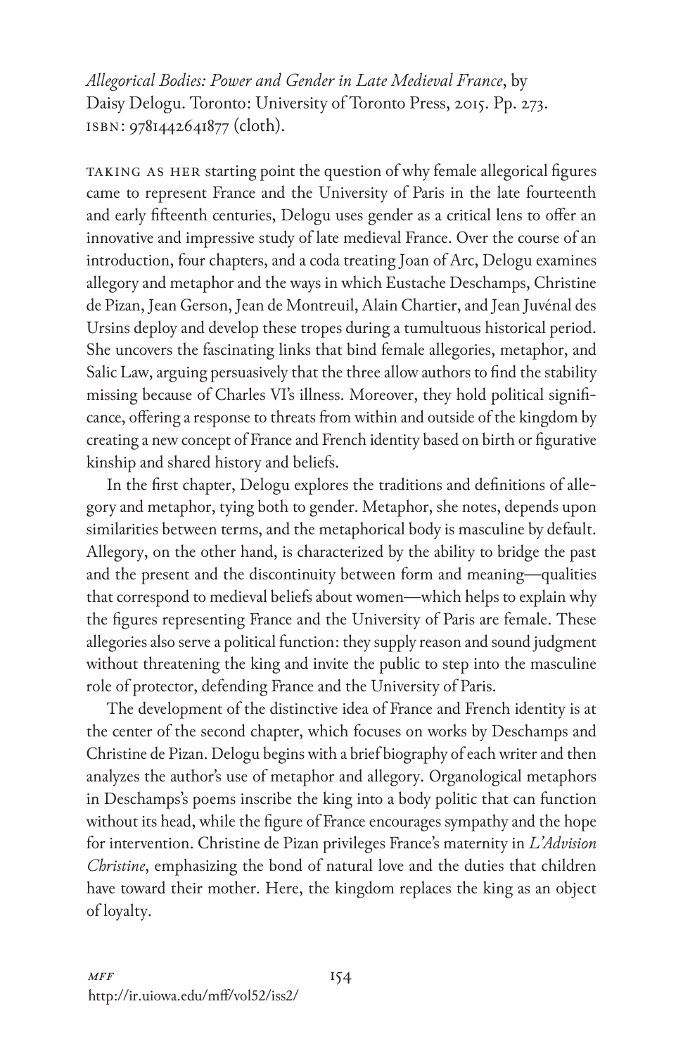*Allegorical Bodies: Power and Gender in Late Medieval France*, by Daisy Delogu. Toronto: University of Toronto Press, 2015. Pp. 273. ISBN: 9781442641877 (cloth).

TAKING AS HER starting point the question of why female allegorical figures came to represent France and the University of Paris in the late fourteenth and early fifteenth centuries, Delogu uses gender as a critical lens to offer an innovative and impressive study of late medieval France. Over the course of an introduction, four chapters, and a coda treating Joan of Arc, Delogu examines allegory and metaphor and the ways in which Eustache Deschamps, Christine de Pizan, Jean Gerson, Jean de Montreuil, Alain Chartier, and Jean Juvénal des Ursins deploy and develop these tropes during a tumultuous historical period. She uncovers the fascinating links that bind female allegories, metaphor, and Salic Law, arguing persuasively that the three allow authors to find the stability missing because of Charles VI's illness. Moreover, they hold political significance, offering a response to threats from within and outside of the kingdom by creating a new concept of France and French identity based on birth or figurative kinship and shared history and beliefs.

In the first chapter, Delogu explores the traditions and definitions of allegory and metaphor, tying both to gender. Metaphor, she notes, depends upon similarities between terms, and the metaphorical body is masculine by default. Allegory, on the other hand, is characterized by the ability to bridge the past and the present and the discontinuity between form and meaning—qualities that correspond to medieval beliefs about women—which helps to explain why the figures representing France and the University of Paris are female. These allegories also serve a political function: they supply reason and sound judgment without threatening the king and invite the public to step into the masculine role of protector, defending France and the University of Paris.

The development of the distinctive idea of France and French identity is at the center of the second chapter, which focuses on works by Deschamps and Christine de Pizan. Delogu begins with a brief biography of each writer and then analyzes the author's use of metaphor and allegory. Organological metaphors in Deschamps's poems inscribe the king into a body politic that can function without its head, while the figure of France encourages sympathy and the hope for intervention. Christine de Pizan privileges France's maternity in *L'Advision Christine*, emphasizing the bond of natural love and the duties that children have toward their mother. Here, the kingdom replaces the king as an object of loyalty.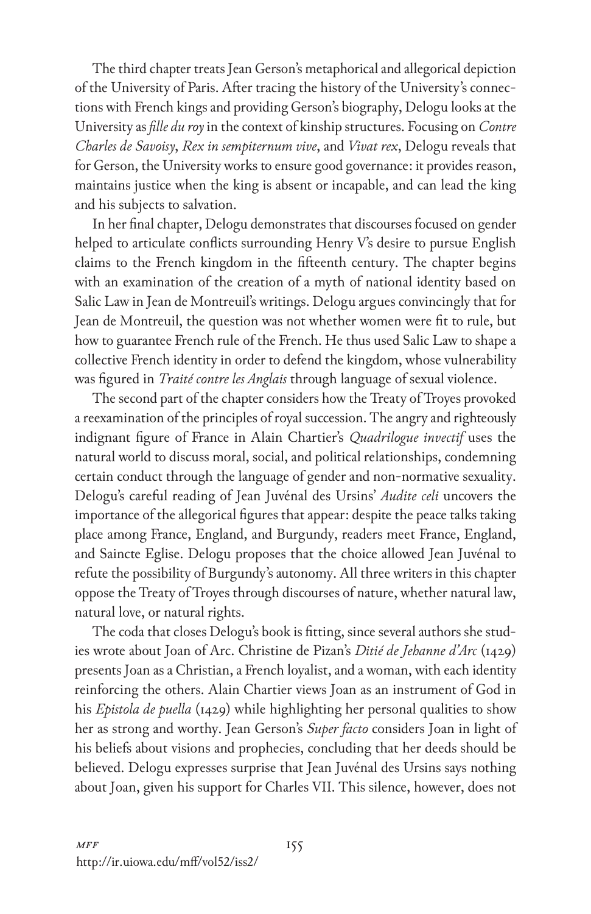The third chapter treats Jean Gerson's metaphorical and allegorical depiction of the University of Paris. After tracing the history of the University's connections with French kings and providing Gerson's biography, Delogu looks at the University as *fille du roy* in the context of kinship structures. Focusing on *Contre Charles de Savoisy*, *Rex in sempiternum vive*, and *Vivat rex*, Delogu reveals that for Gerson, the University works to ensure good governance: it provides reason, maintains justice when the king is absent or incapable, and can lead the king and his subjects to salvation.

In her final chapter, Delogu demonstrates that discourses focused on gender helped to articulate conflicts surrounding Henry V's desire to pursue English claims to the French kingdom in the fifteenth century. The chapter begins with an examination of the creation of a myth of national identity based on Salic Law in Jean de Montreuil's writings. Delogu argues convincingly that for Jean de Montreuil, the question was not whether women were fit to rule, but how to guarantee French rule of the French. He thus used Salic Law to shape a collective French identity in order to defend the kingdom, whose vulnerability was figured in *Traité contre les Anglais* through language of sexual violence.

The second part of the chapter considers how the Treaty of Troyes provoked a reexamination of the principles of royal succession. The angry and righteously indignant figure of France in Alain Chartier's *Quadrilogue invectif* uses the natural world to discuss moral, social, and political relationships, condemning certain conduct through the language of gender and non-normative sexuality. Delogu's careful reading of Jean Juvénal des Ursins' *Audite celi* uncovers the importance of the allegorical figures that appear: despite the peace talks taking place among France, England, and Burgundy, readers meet France, England, and Saincte Eglise. Delogu proposes that the choice allowed Jean Juvénal to refute the possibility of Burgundy's autonomy. All three writers in this chapter oppose the Treaty of Troyes through discourses of nature, whether natural law, natural love, or natural rights.

The coda that closes Delogu's book is fitting, since several authors she studies wrote about Joan of Arc. Christine de Pizan's *Ditié de Jehanne d'Arc* (1429) presents Joan as a Christian, a French loyalist, and a woman, with each identity reinforcing the others. Alain Chartier views Joan as an instrument of God in his *Epistola de puella* (1429) while highlighting her personal qualities to show her as strong and worthy. Jean Gerson's *Super facto* considers Joan in light of his beliefs about visions and prophecies, concluding that her deeds should be believed. Delogu expresses surprise that Jean Juvénal des Ursins says nothing about Joan, given his support for Charles VII. This silence, however, does not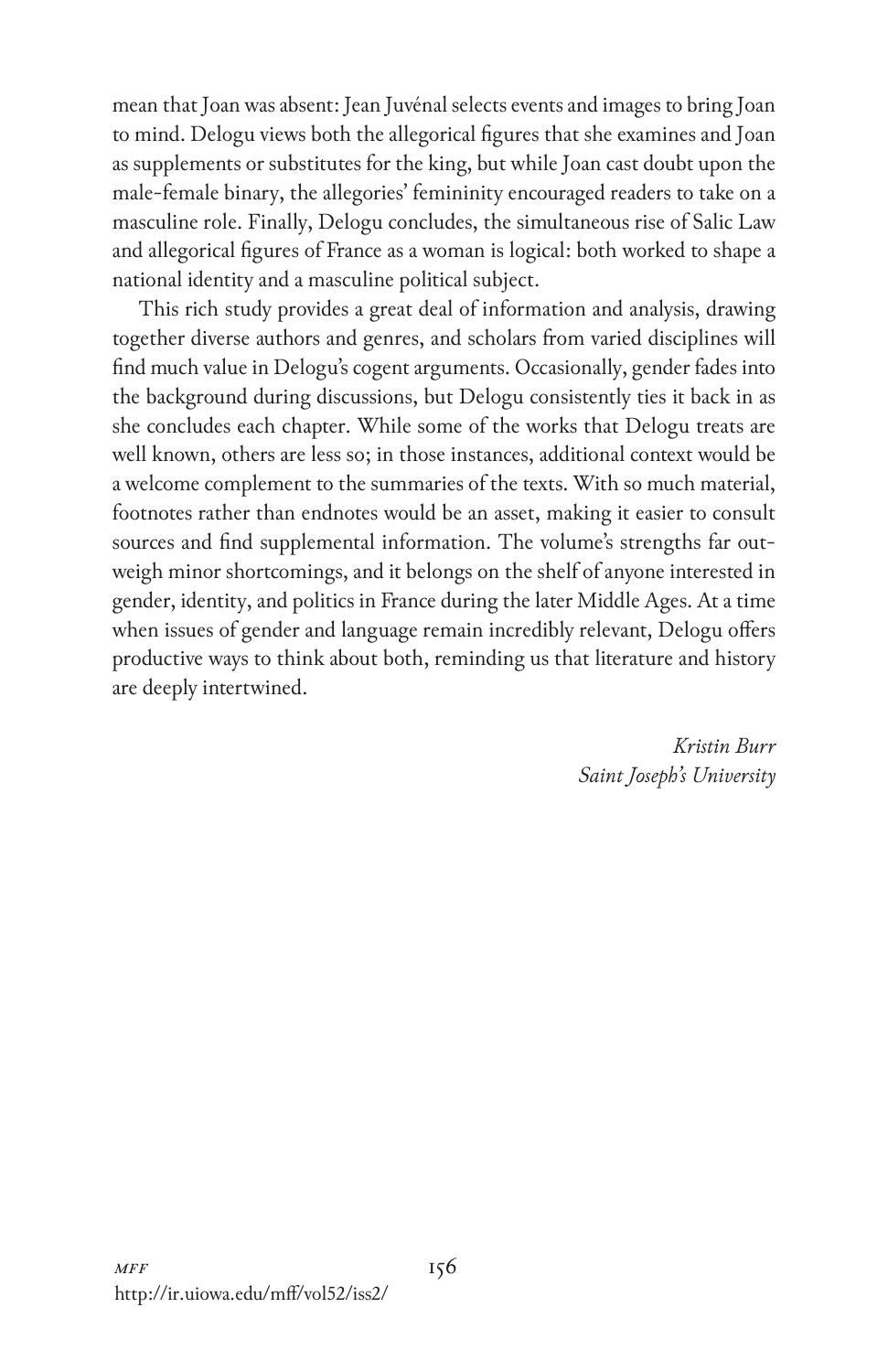mean that Joan was absent: Jean Juvénal selects events and images to bring Joan to mind. Delogu views both the allegorical figures that she examines and Joan as supplements or substitutes for the king, but while Joan cast doubt upon the male-female binary, the allegories' femininity encouraged readers to take on a masculine role. Finally, Delogu concludes, the simultaneous rise of Salic Law and allegorical figures of France as a woman is logical: both worked to shape a national identity and a masculine political subject.

This rich study provides a great deal of information and analysis, drawing together diverse authors and genres, and scholars from varied disciplines will find much value in Delogu's cogent arguments. Occasionally, gender fades into the background during discussions, but Delogu consistently ties it back in as she concludes each chapter. While some of the works that Delogu treats are well known, others are less so; in those instances, additional context would be a welcome complement to the summaries of the texts. With so much material, footnotes rather than endnotes would be an asset, making it easier to consult sources and find supplemental information. The volume's strengths far outweigh minor shortcomings, and it belongs on the shelf of anyone interested in gender, identity, and politics in France during the later Middle Ages. At a time when issues of gender and language remain incredibly relevant, Delogu offers productive ways to think about both, reminding us that literature and history are deeply intertwined.

*Kristin Burr*
*Saint Joseph's University*